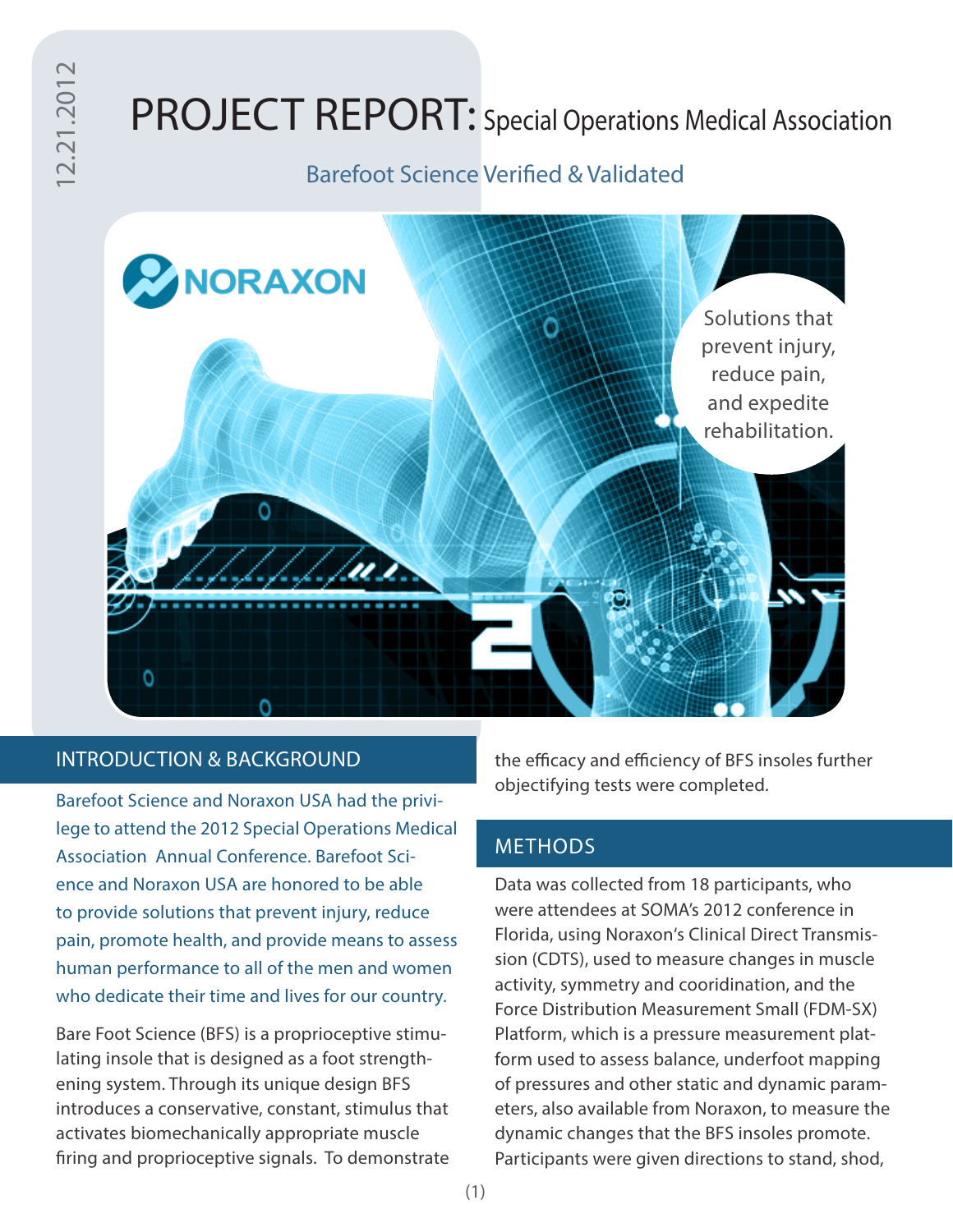12.21.2012

# PROJECT REPORT: Special Operations Medical Association

Barefoot Science Verified & Validated

NORAXON

Solutions that prevent injury, reduce pain, and expedite rehabilitation.

## INTRODUCTION & BACKGROUND

Barefoot Science and Noraxon USA had the privilege to attend the 2012 Special Operations Medical Association Annual Conference. Barefoot Science and Noraxon USA are honored to be able to provide solutions that prevent injury, reduce pain, promote health, and provide means to assess human performance to all of the men and women who dedicate their time and lives for our country.

Bare Foot Science (BFS) is a proprioceptive stimulating insole that is designed as a foot strengthening system. Through its unique design BFS introduces a conservative, constant, stimulus that activates biomechanically appropriate muscle firing and proprioceptive signals. To demonstrate the efficacy and efficiency of BFS insoles further objectifying tests were completed.

## METHODS

Data was collected from 18 participants, who were attendees at SOMA's 2012 conference in Florida, using Noraxon's Clinical Direct Transmission (CDTS), used to measure changes in muscle activity, symmetry and cooridination, and the Force Distribution Measurement Small (FDM-SX) Platform, which is a pressure measurement platform used to assess balance, underfoot mapping of pressures and other static and dynamic parameters, also available from Noraxon, to measure the dynamic changes that the BFS insoles promote. Participants were given directions to stand, shod,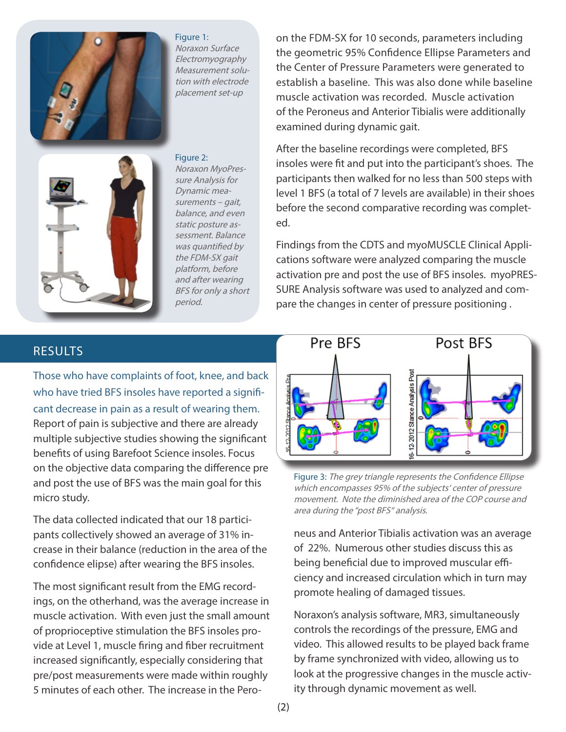Figure 1: *Noraxon Surface Electromyography Measurement solution with electrode placement set-up*

Figure 2: *Noraxon MyoPressure Analysis for Dynamic measurements – gait, balance, and even static posture assessment. Balance was quantified by the FDM-SX gait platform, before and after wearing BFS for only a short period.*

on the FDM-SX for 10 seconds, parameters including the geometric 95% Confidence Ellipse Parameters and the Center of Pressure Parameters were generated to establish a baseline. This was also done while baseline muscle activation was recorded. Muscle activation of the Peroneus and Anterior Tibialis were additionally examined during dynamic gait.

After the baseline recordings were completed, BFS insoles were fit and put into the participant's shoes. The participants then walked for no less than 500 steps with level 1 BFS (a total of 7 levels are available) in their shoes before the second comparative recording was completed.

Findings from the CDTS and myoMUSCLE Clinical Applications software were analyzed comparing the muscle activation pre and post the use of BFS insoles. myoPRESSURE Analysis software was used to analyzed and compare the changes in center of pressure positioning .

## RESULTS

Those who have complaints of foot, knee, and back who have tried BFS insoles have reported a significant decrease in pain as a result of wearing them. Report of pain is subjective and there are already multiple subjective studies showing the significant benefits of using Barefoot Science insoles. Focus on the objective data comparing the difference pre and post the use of BFS was the main goal for this micro study.

The data collected indicated that our 18 participants collectively showed an average of 31% increase in their balance (reduction in the area of the confidence elipse) after wearing the BFS insoles.

The most significant result from the EMG recordings, on the otherhand, was the average increase in muscle activation. With even just the small amount of proprioceptive stimulation the BFS insoles provide at Level 1, muscle firing and fiber recruitment increased significantly, especially considering that pre/post measurements were made within roughly 5 minutes of each other. The increase in the Peroneus and Anterior Tibialis activation was an average of 22%. Numerous other studies discuss this as being beneficial due to improved muscular efficiency and increased circulation which in turn may promote healing of damaged tissues.

Figure 3: *The grey triangle represents the Confidence Ellipse which encompasses 95% of the subjects' center of pressure movement. Note the diminished area of the COP course and area during the "post BFS" analysis.*

Noraxon's analysis software, MR3, simultaneously controls the recordings of the pressure, EMG and video. This allowed results to be played back frame by frame synchronized with video, allowing us to look at the progressive changes in the muscle activity through dynamic movement as well.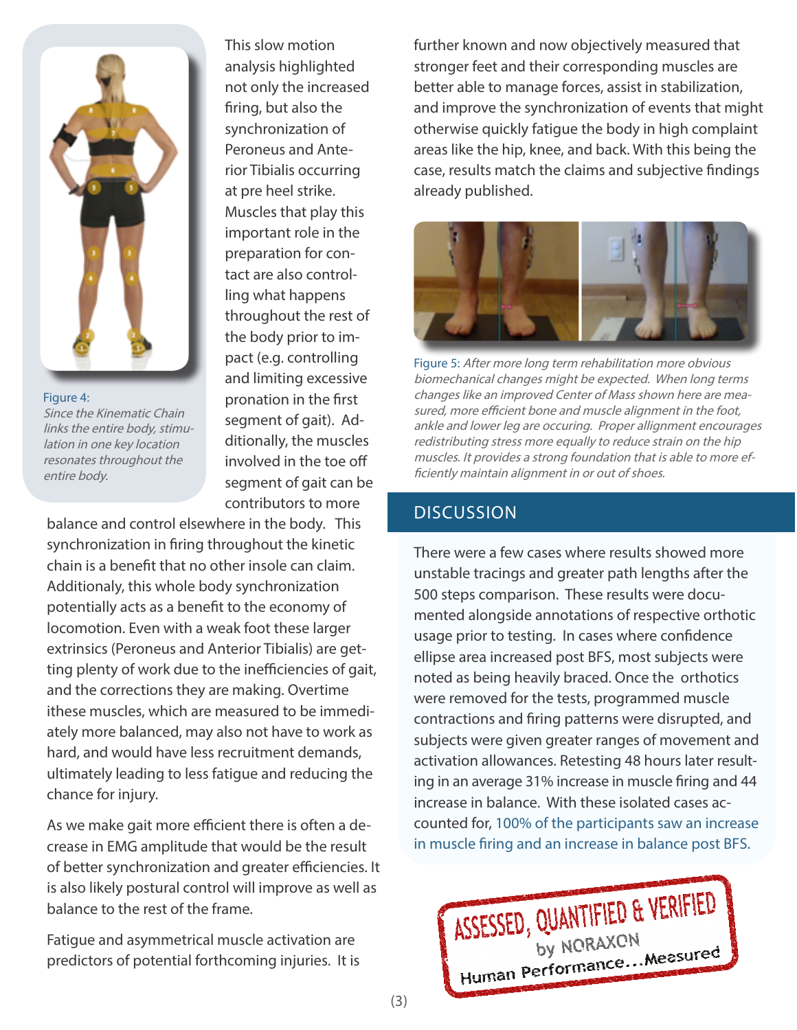Figure 4:
*Since the Kinematic Chain links the entire body, stimulation in one key location resonates throughout the entire body.*

This slow motion analysis highlighted not only the increased firing, but also the synchronization of Peroneus and Anterior Tibialis occurring at pre heel strike. Muscles that play this important role in the preparation for contact are also controlling what happens throughout the rest of the body prior to impact (e.g. controlling and limiting excessive pronation in the first segment of gait). Additionally, the muscles involved in the toe off segment of gait can be contributors to more balance and control elsewhere in the body. This synchronization in firing throughout the kinetic chain is a benefit that no other insole can claim. Additionaly, this whole body synchronization potentially acts as a benefit to the economy of locomotion. Even with a weak foot these larger extrinsics (Peroneus and Anterior Tibialis) are getting plenty of work due to the inefficiencies of gait, and the corrections they are making. Overtime ithese muscles, which are measured to be immediately more balanced, may also not have to work as hard, and would have less recruitment demands, ultimately leading to less fatigue and reducing the chance for injury.

As we make gait more efficient there is often a decrease in EMG amplitude that would be the result of better synchronization and greater efficiencies. It is also likely postural control will improve as well as balance to the rest of the frame.

Fatigue and asymmetrical muscle activation are predictors of potential forthcoming injuries. It is further known and now objectively measured that stronger feet and their corresponding muscles are better able to manage forces, assist in stabilization, and improve the synchronization of events that might otherwise quickly fatigue the body in high complaint areas like the hip, knee, and back. With this being the case, results match the claims and subjective findings already published.

Figure 5: *After more long term rehabilitation more obvious biomechanical changes might be expected. When long terms changes like an improved Center of Mass shown here are measured, more efficient bone and muscle alignment in the foot, ankle and lower leg are occuring. Proper allignment encourages redistributing stress more equally to reduce strain on the hip muscles. It provides a strong foundation that is able to more efficiently maintain alignment in or out of shoes.*

## DISCUSSION

There were a few cases where results showed more unstable tracings and greater path lengths after the 500 steps comparison. These results were documented alongside annotations of respective orthotic usage prior to testing. In cases where confidence ellipse area increased post BFS, most subjects were noted as being heavily braced. Once the orthotics were removed for the tests, programmed muscle contractions and firing patterns were disrupted, and subjects were given greater ranges of movement and activation allowances. Retesting 48 hours later resulting in an average 31% increase in muscle firing and 44 increase in balance. With these isolated cases accounted for, 100% of the participants saw an increase in muscle firing and an increase in balance post BFS.

ASSESSED, QUANTIFIED & VERIFIED
by NORAXON
Human Performance...Measured